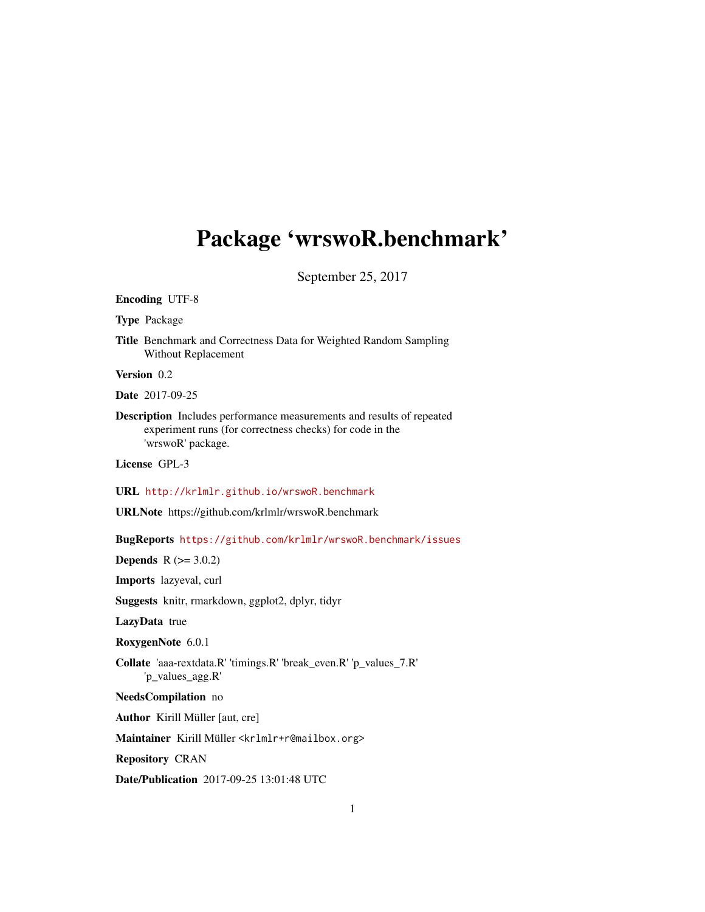# Package 'wrswoR.benchmark'

September 25, 2017

**Encoding** UTF-8

**Type** Package

**Title** Benchmark and Correctness Data for Weighted Random Sampling Without Replacement

**Version** 0.2

**Date** 2017-09-25

**Description** Includes performance measurements and results of repeated experiment runs (for correctness checks) for code in the 'wrswoR' package.

**License** GPL-3

**URL** http://krlmlr.github.io/wrswoR.benchmark

**URLNote** https://github.com/krlmlr/wrswoR.benchmark

**BugReports** https://github.com/krlmlr/wrswoR.benchmark/issues

**Depends** R (>= 3.0.2)

**Imports** lazyeval, curl

**Suggests** knitr, rmarkdown, ggplot2, dplyr, tidyr

**LazyData** true

**RoxygenNote** 6.0.1

**Collate** 'aaa-rextdata.R' 'timings.R' 'break_even.R' 'p_values_7.R' 'p_values_agg.R'

**NeedsCompilation** no

**Author** Kirill Müller [aut, cre]

**Maintainer** Kirill Müller <krlmlr+r@mailbox.org>

**Repository** CRAN

**Date/Publication** 2017-09-25 13:01:48 UTC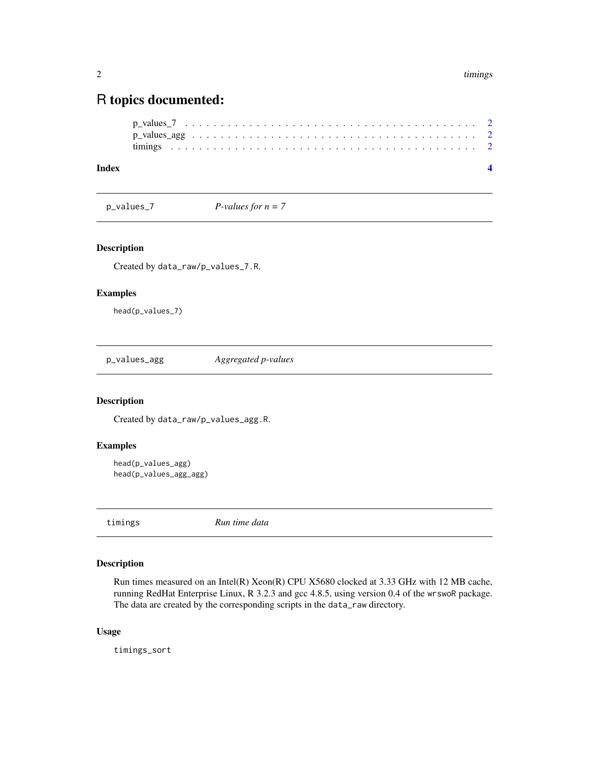# R topics documented:

p_values_7 . . . . . . . . . . . . . . . . . . . . . . . . . . . . . . . . . . . . . . . . 2
p_values_agg . . . . . . . . . . . . . . . . . . . . . . . . . . . . . . . . . . . . . . . 2
timings . . . . . . . . . . . . . . . . . . . . . . . . . . . . . . . . . . . . . . . . . . 2

**Index** **4**

---

## p_values_7 — *P-values for n = 7*

### Description

Created by `data_raw/p_values_7.R`.

### Examples

```
head(p_values_7)
```

---

## p_values_agg — *Aggregated p-values*

### Description

Created by `data_raw/p_values_agg.R`.

### Examples

```
head(p_values_agg)
head(p_values_agg_agg)
```

---

## timings — *Run time data*

### Description

Run times measured on an Intel(R) Xeon(R) CPU X5680 clocked at 3.33 GHz with 12 MB cache, running RedHat Enterprise Linux, R 3.2.3 and gcc 4.8.5, using version 0.4 of the `wrswoR` package. The data are created by the corresponding scripts in the `data_raw` directory.

### Usage

```
timings_sort
```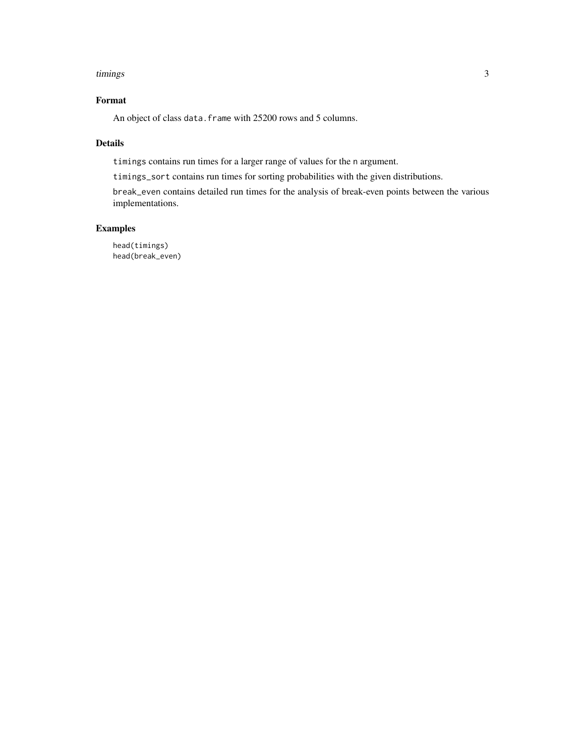## Format

An object of class `data.frame` with 25200 rows and 5 columns.

## Details

`timings` contains run times for a larger range of values for the `n` argument.

`timings_sort` contains run times for sorting probabilities with the given distributions.

`break_even` contains detailed run times for the analysis of break-even points between the various implementations.

## Examples

```
head(timings)
head(break_even)
```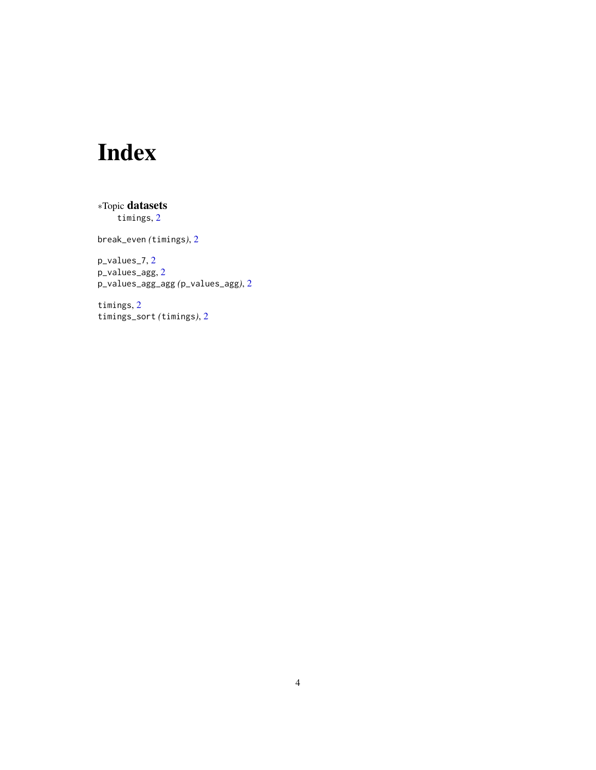# Index

∗Topic **datasets**
    timings, 2

break_even *(*timings*)*, 2

p_values_7, 2
p_values_agg, 2
p_values_agg_agg *(*p_values_agg*)*, 2

timings, 2
timings_sort *(*timings*)*, 2